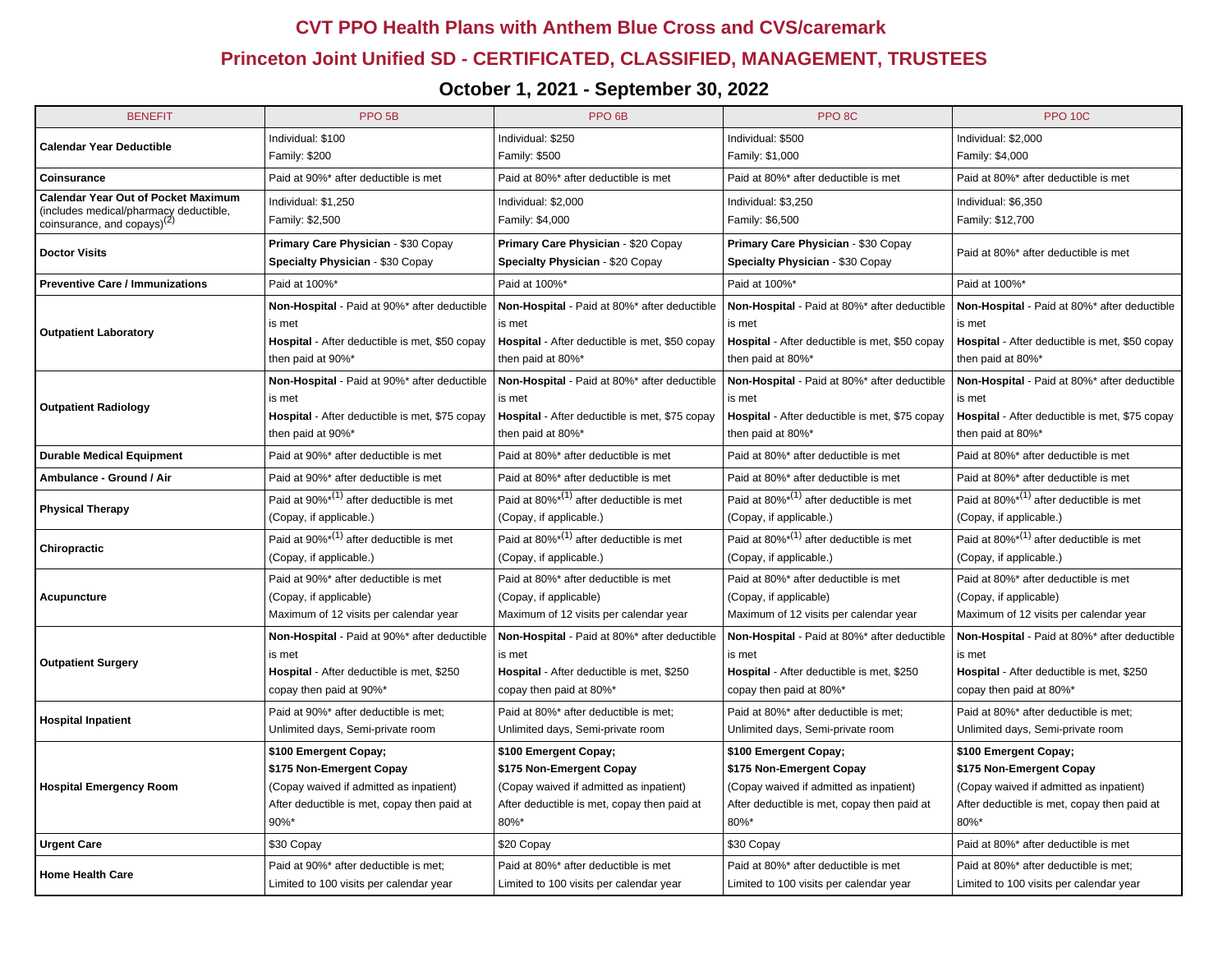# CVT PPO Health Plans with Anthem Blue Cross and CVS/caremark

## Princeton Joint Unified SD - CERTIFICATED, CLASSIFIED, MANAGEMENT, TRUSTEES

### October 1, 2021 - September 30, 2022

| BENEFIT | PPO 5B | PPO 6B | PPO 8C | PPO 10C |
|---|---|---|---|---|
| **Calendar Year Deductible** | Individual: $100<br>Family: $200 | Individual: $250<br>Family: $500 | Individual: $500<br>Family: $1,000 | Individual: $2,000<br>Family: $4,000 |
| **Coinsurance** | Paid at 90%* after deductible is met | Paid at 80%* after deductible is met | Paid at 80%* after deductible is met | Paid at 80%* after deductible is met |
| **Calendar Year Out of Pocket Maximum** (includes medical/pharmacy deductible, coinsurance, and copays)(2) | Individual: $1,250<br>Family: $2,500 | Individual: $2,000<br>Family: $4,000 | Individual: $3,250<br>Family: $6,500 | Individual: $6,350<br>Family: $12,700 |
| **Doctor Visits** | **Primary Care Physician** - $30 Copay<br>**Specialty Physician** - $30 Copay | **Primary Care Physician** - $20 Copay<br>**Specialty Physician** - $20 Copay | **Primary Care Physician** - $30 Copay<br>**Specialty Physician** - $30 Copay | Paid at 80%* after deductible is met |
| **Preventive Care / Immunizations** | Paid at 100%* | Paid at 100%* | Paid at 100%* | Paid at 100%* |
| **Outpatient Laboratory** | **Non-Hospital** - Paid at 90%* after deductible is met<br>**Hospital** - After deductible is met, $50 copay then paid at 90%* | **Non-Hospital** - Paid at 80%* after deductible is met<br>**Hospital** - After deductible is met, $50 copay then paid at 80%* | **Non-Hospital** - Paid at 80%* after deductible is met<br>**Hospital** - After deductible is met, $50 copay then paid at 80%* | **Non-Hospital** - Paid at 80%* after deductible is met<br>**Hospital** - After deductible is met, $50 copay then paid at 80%* |
| **Outpatient Radiology** | **Non-Hospital** - Paid at 90%* after deductible is met<br>**Hospital** - After deductible is met, $75 copay then paid at 90%* | **Non-Hospital** - Paid at 80%* after deductible is met<br>**Hospital** - After deductible is met, $75 copay then paid at 80%* | **Non-Hospital** - Paid at 80%* after deductible is met<br>**Hospital** - After deductible is met, $75 copay then paid at 80%* | **Non-Hospital** - Paid at 80%* after deductible is met<br>**Hospital** - After deductible is met, $75 copay then paid at 80%* |
| **Durable Medical Equipment** | Paid at 90%* after deductible is met | Paid at 80%* after deductible is met | Paid at 80%* after deductible is met | Paid at 80%* after deductible is met |
| **Ambulance - Ground / Air** | Paid at 90%* after deductible is met | Paid at 80%* after deductible is met | Paid at 80%* after deductible is met | Paid at 80%* after deductible is met |
| **Physical Therapy** | Paid at 90%*(1) after deductible is met<br>(Copay, if applicable.) | Paid at 80%*(1) after deductible is met<br>(Copay, if applicable.) | Paid at 80%*(1) after deductible is met<br>(Copay, if applicable.) | Paid at 80%*(1) after deductible is met<br>(Copay, if applicable.) |
| **Chiropractic** | Paid at 90%*(1) after deductible is met<br>(Copay, if applicable.) | Paid at 80%*(1) after deductible is met<br>(Copay, if applicable.) | Paid at 80%*(1) after deductible is met<br>(Copay, if applicable.) | Paid at 80%*(1) after deductible is met<br>(Copay, if applicable.) |
| **Acupuncture** | Paid at 90%* after deductible is met<br>(Copay, if applicable)<br>Maximum of 12 visits per calendar year | Paid at 80%* after deductible is met<br>(Copay, if applicable)<br>Maximum of 12 visits per calendar year | Paid at 80%* after deductible is met<br>(Copay, if applicable)<br>Maximum of 12 visits per calendar year | Paid at 80%* after deductible is met<br>(Copay, if applicable)<br>Maximum of 12 visits per calendar year |
| **Outpatient Surgery** | **Non-Hospital** - Paid at 90%* after deductible is met<br>**Hospital** - After deductible is met, $250 copay then paid at 90%* | **Non-Hospital** - Paid at 80%* after deductible is met<br>**Hospital** - After deductible is met, $250 copay then paid at 80%* | **Non-Hospital** - Paid at 80%* after deductible is met<br>**Hospital** - After deductible is met, $250 copay then paid at 80%* | **Non-Hospital** - Paid at 80%* after deductible is met<br>**Hospital** - After deductible is met, $250 copay then paid at 80%* |
| **Hospital Inpatient** | Paid at 90%* after deductible is met;<br>Unlimited days, Semi-private room | Paid at 80%* after deductible is met;<br>Unlimited days, Semi-private room | Paid at 80%* after deductible is met;<br>Unlimited days, Semi-private room | Paid at 80%* after deductible is met;<br>Unlimited days, Semi-private room |
| **Hospital Emergency Room** | **$100 Emergent Copay;**<br>**$175 Non-Emergent Copay**<br>(Copay waived if admitted as inpatient)<br>After deductible is met, copay then paid at 90%* | **$100 Emergent Copay;**<br>**$175 Non-Emergent Copay**<br>(Copay waived if admitted as inpatient)<br>After deductible is met, copay then paid at 80%* | **$100 Emergent Copay;**<br>**$175 Non-Emergent Copay**<br>(Copay waived if admitted as inpatient)<br>After deductible is met, copay then paid at 80%* | **$100 Emergent Copay;**<br>**$175 Non-Emergent Copay**<br>(Copay waived if admitted as inpatient)<br>After deductible is met, copay then paid at 80%* |
| **Urgent Care** | $30 Copay | $20 Copay | $30 Copay | Paid at 80%* after deductible is met |
| **Home Health Care** | Paid at 90%* after deductible is met;<br>Limited to 100 visits per calendar year | Paid at 80%* after deductible is met<br>Limited to 100 visits per calendar year | Paid at 80%* after deductible is met<br>Limited to 100 visits per calendar year | Paid at 80%* after deductible is met;<br>Limited to 100 visits per calendar year |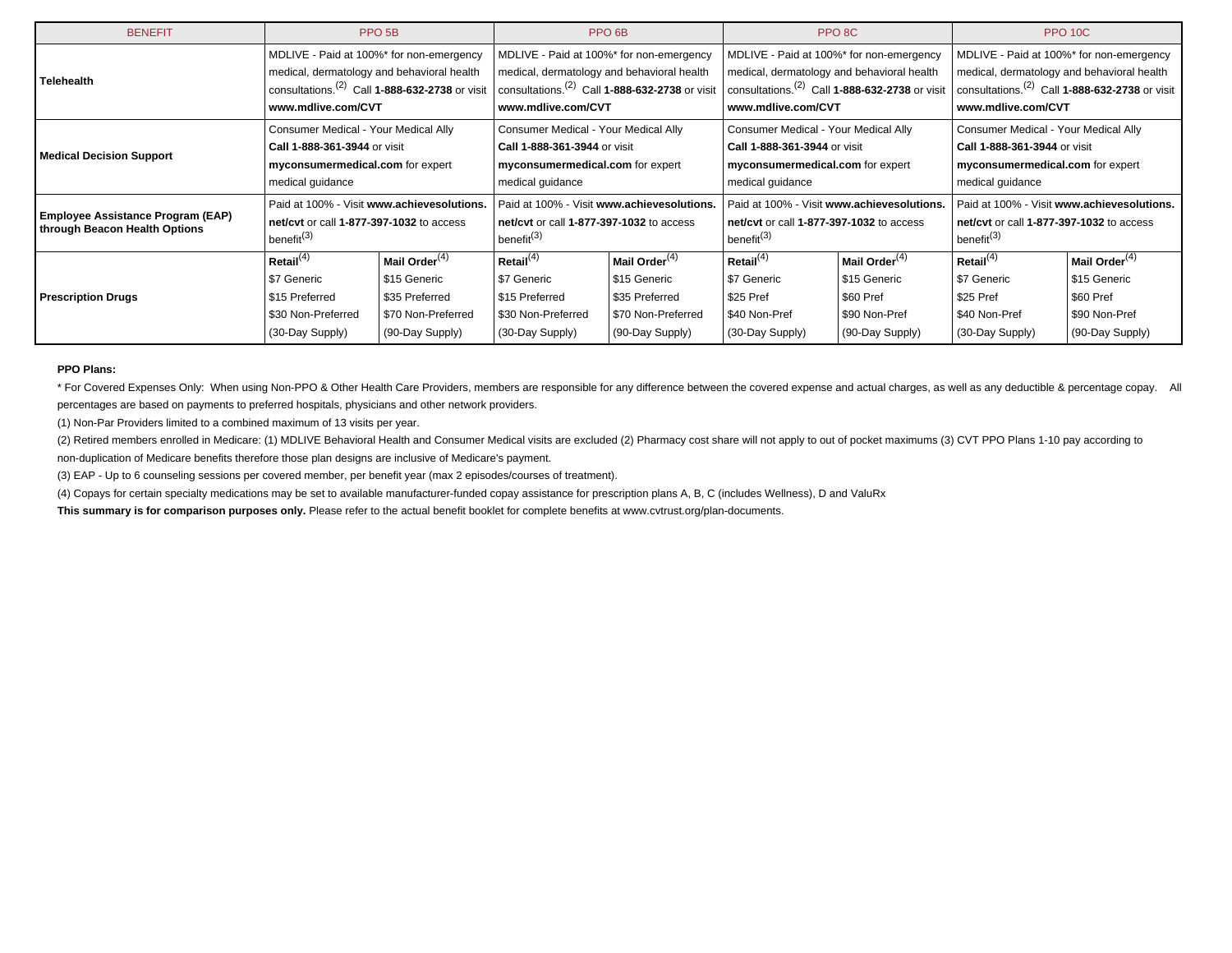| BENEFIT | PPO 5B | | PPO 6B | | PPO 8C | | PPO 10C | |
|---|---|---|---|---|---|---|---|---|
| **Telehealth** | MDLIVE - Paid at 100%* for non-emergency medical, dermatology and behavioral health consultations.[2] Call **1-888-632-2738** or visit **www.mdlive.com/CVT** | | MDLIVE - Paid at 100%* for non-emergency medical, dermatology and behavioral health consultations.[2] Call **1-888-632-2738** or visit **www.mdlive.com/CVT** | | MDLIVE - Paid at 100%* for non-emergency medical, dermatology and behavioral health consultations.[2] Call **1-888-632-2738** or visit **www.mdlive.com/CVT** | | MDLIVE - Paid at 100%* for non-emergency medical, dermatology and behavioral health consultations.[2] Call **1-888-632-2738** or visit **www.mdlive.com/CVT** | |
| **Medical Decision Support** | Consumer Medical - Your Medical Ally **Call 1-888-361-3944** or visit **myconsumermedical.com** for expert medical guidance | | Consumer Medical - Your Medical Ally **Call 1-888-361-3944** or visit **myconsumermedical.com** for expert medical guidance | | Consumer Medical - Your Medical Ally **Call 1-888-361-3944** or visit **myconsumermedical.com** for expert medical guidance | | Consumer Medical - Your Medical Ally **Call 1-888-361-3944** or visit **myconsumermedical.com** for expert medical guidance | |
| **Employee Assistance Program (EAP) through Beacon Health Options** | Paid at 100% - Visit **www.achievesolutions.net/cvt** or call **1-877-397-1032** to access benefit[3] | | Paid at 100% - Visit **www.achievesolutions.net/cvt** or call **1-877-397-1032** to access benefit[3] | | Paid at 100% - Visit **www.achievesolutions.net/cvt** or call **1-877-397-1032** to access benefit[3] | | Paid at 100% - Visit **www.achievesolutions.net/cvt** or call **1-877-397-1032** to access benefit[3] | |
| **Prescription Drugs** | **Retail**[4] | **Mail Order**[4] | **Retail**[4] | **Mail Order**[4] | **Retail**[4] | **Mail Order**[4] | **Retail**[4] | **Mail Order**[4] |
| | $7 Generic | $15 Generic | $7 Generic | $15 Generic | $7 Generic | $15 Generic | $7 Generic | $15 Generic |
| | $15 Preferred | $35 Preferred | $15 Preferred | $35 Preferred | $25 Pref | $60 Pref | $25 Pref | $60 Pref |
| | $30 Non-Preferred | $70 Non-Preferred | $30 Non-Preferred | $70 Non-Preferred | $40 Non-Pref | $90 Non-Pref | $40 Non-Pref | $90 Non-Pref |
| | (30-Day Supply) | (90-Day Supply) | (30-Day Supply) | (90-Day Supply) | (30-Day Supply) | (90-Day Supply) | (30-Day Supply) | (90-Day Supply) |

**PPO Plans:**

* For Covered Expenses Only: When using Non-PPO & Other Health Care Providers, members are responsible for any difference between the covered expense and actual charges, as well as any deductible & percentage copay. All percentages are based on payments to preferred hospitals, physicians and other network providers.

(1) Non-Par Providers limited to a combined maximum of 13 visits per year.

(2) Retired members enrolled in Medicare: (1) MDLIVE Behavioral Health and Consumer Medical visits are excluded (2) Pharmacy cost share will not apply to out of pocket maximums (3) CVT PPO Plans 1-10 pay according to non-duplication of Medicare benefits therefore those plan designs are inclusive of Medicare's payment.

(3) EAP - Up to 6 counseling sessions per covered member, per benefit year (max 2 episodes/courses of treatment).

(4) Copays for certain specialty medications may be set to available manufacturer-funded copay assistance for prescription plans A, B, C (includes Wellness), D and ValuRx

**This summary is for comparison purposes only.** Please refer to the actual benefit booklet for complete benefits at www.cvtrust.org/plan-documents.